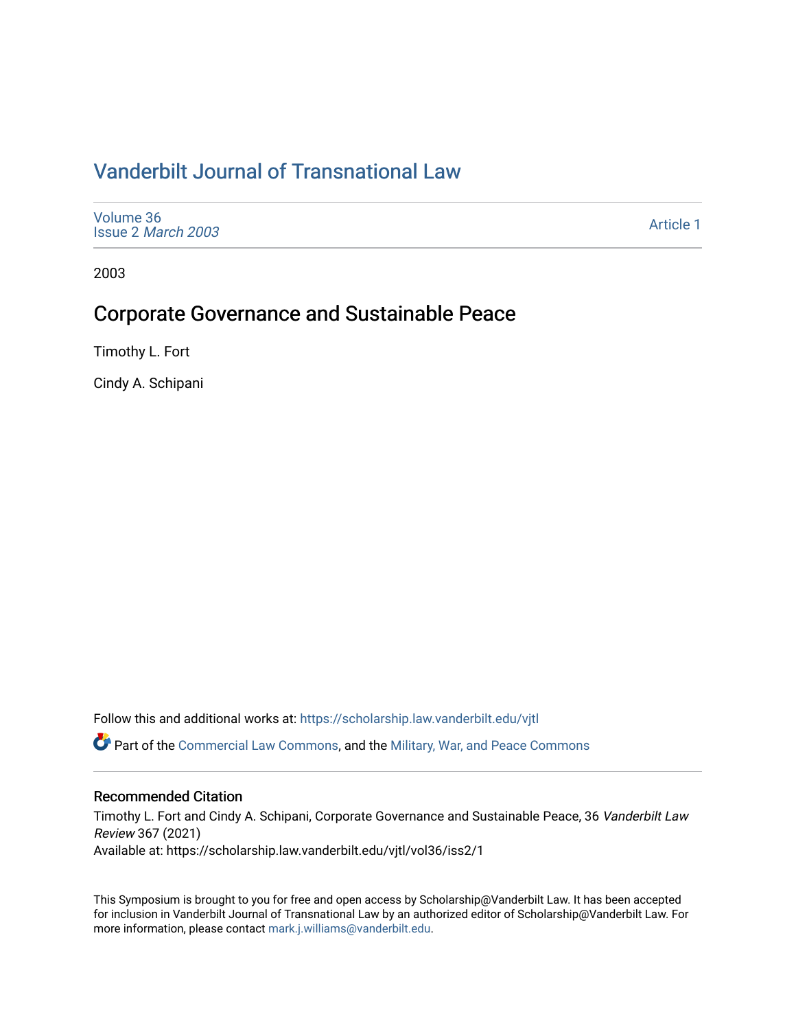# Vanderbilt Journal of Transnational Law

Volume 36
Issue 2 *March 2003*

Article 1

2003

## Corporate Governance and Sustainable Peace

Timothy L. Fort

Cindy A. Schipani

Follow this and additional works at: https://scholarship.law.vanderbilt.edu/vjtl

Part of the Commercial Law Commons, and the Military, War, and Peace Commons

### Recommended Citation

Timothy L. Fort and Cindy A. Schipani, Corporate Governance and Sustainable Peace, 36 *Vanderbilt Law Review* 367 (2021)
Available at: https://scholarship.law.vanderbilt.edu/vjtl/vol36/iss2/1

This Symposium is brought to you for free and open access by Scholarship@Vanderbilt Law. It has been accepted for inclusion in Vanderbilt Journal of Transnational Law by an authorized editor of Scholarship@Vanderbilt Law. For more information, please contact mark.j.williams@vanderbilt.edu.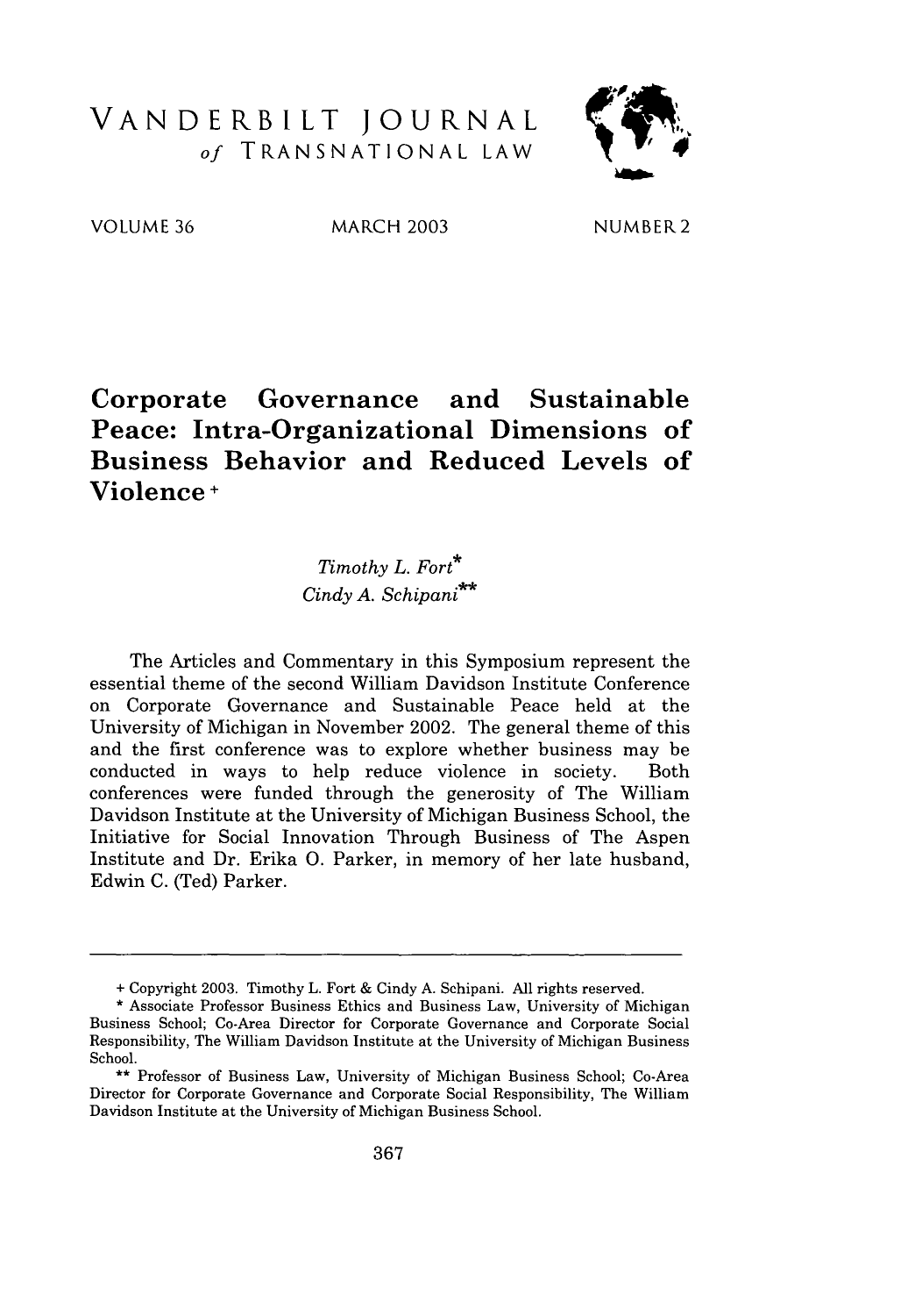# VANDERBILT JOURNAL *of* TRANSNATIONAL LAW

VOLUME 36 MARCH 2003 NUMBER 2

# Corporate Governance and Sustainable Peace: Intra-Organizational Dimensions of Business Behavior and Reduced Levels of Violence +

*Timothy L. Fort**
*Cindy A. Schipani***

The Articles and Commentary in this Symposium represent the essential theme of the second William Davidson Institute Conference on Corporate Governance and Sustainable Peace held at the University of Michigan in November 2002. The general theme of this and the first conference was to explore whether business may be conducted in ways to help reduce violence in society. Both conferences were funded through the generosity of The William Davidson Institute at the University of Michigan Business School, the Initiative for Social Innovation Through Business of The Aspen Institute and Dr. Erika O. Parker, in memory of her late husband, Edwin C. (Ted) Parker.

---

+ Copyright 2003. Timothy L. Fort & Cindy A. Schipani. All rights reserved.

\* Associate Professor Business Ethics and Business Law, University of Michigan Business School; Co-Area Director for Corporate Governance and Corporate Social Responsibility, The William Davidson Institute at the University of Michigan Business School.

\*\* Professor of Business Law, University of Michigan Business School; Co-Area Director for Corporate Governance and Corporate Social Responsibility, The William Davidson Institute at the University of Michigan Business School.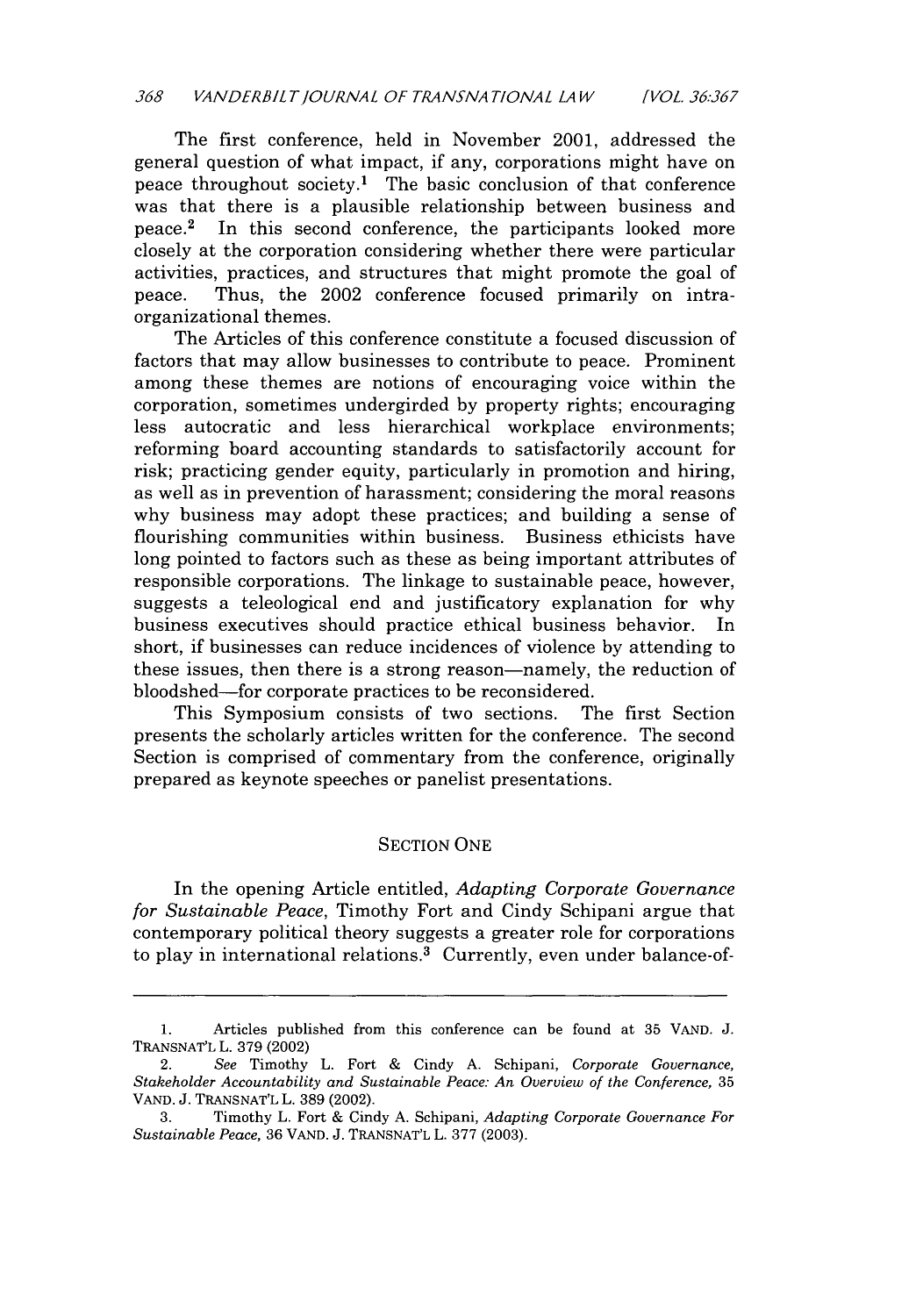The first conference, held in November 2001, addressed the general question of what impact, if any, corporations might have on peace throughout society.[1] The basic conclusion of that conference was that there is a plausible relationship between business and peace.[2] In this second conference, the participants looked more closely at the corporation considering whether there were particular activities, practices, and structures that might promote the goal of peace. Thus, the 2002 conference focused primarily on intra-organizational themes.

The Articles of this conference constitute a focused discussion of factors that may allow businesses to contribute to peace. Prominent among these themes are notions of encouraging voice within the corporation, sometimes undergirded by property rights; encouraging less autocratic and less hierarchical workplace environments; reforming board accounting standards to satisfactorily account for risk; practicing gender equity, particularly in promotion and hiring, as well as in prevention of harassment; considering the moral reasons why business may adopt these practices; and building a sense of flourishing communities within business. Business ethicists have long pointed to factors such as these as being important attributes of responsible corporations. The linkage to sustainable peace, however, suggests a teleological end and justificatory explanation for why business executives should practice ethical business behavior. In short, if businesses can reduce incidences of violence by attending to these issues, then there is a strong reason—namely, the reduction of bloodshed—for corporate practices to be reconsidered.

This Symposium consists of two sections. The first Section presents the scholarly articles written for the conference. The second Section is comprised of commentary from the conference, originally prepared as keynote speeches or panelist presentations.

## SECTION ONE

In the opening Article entitled, *Adapting Corporate Governance for Sustainable Peace*, Timothy Fort and Cindy Schipani argue that contemporary political theory suggests a greater role for corporations to play in international relations.[3] Currently, even under balance-of-

---

1. Articles published from this conference can be found at 35 VAND. J. TRANSNAT'L L. 379 (2002)

2. *See* Timothy L. Fort & Cindy A. Schipani, *Corporate Governance, Stakeholder Accountability and Sustainable Peace: An Overview of the Conference*, 35 VAND. J. TRANSNAT'L L. 389 (2002).

3. Timothy L. Fort & Cindy A. Schipani, *Adapting Corporate Governance For Sustainable Peace*, 36 VAND. J. TRANSNAT'L L. 377 (2003).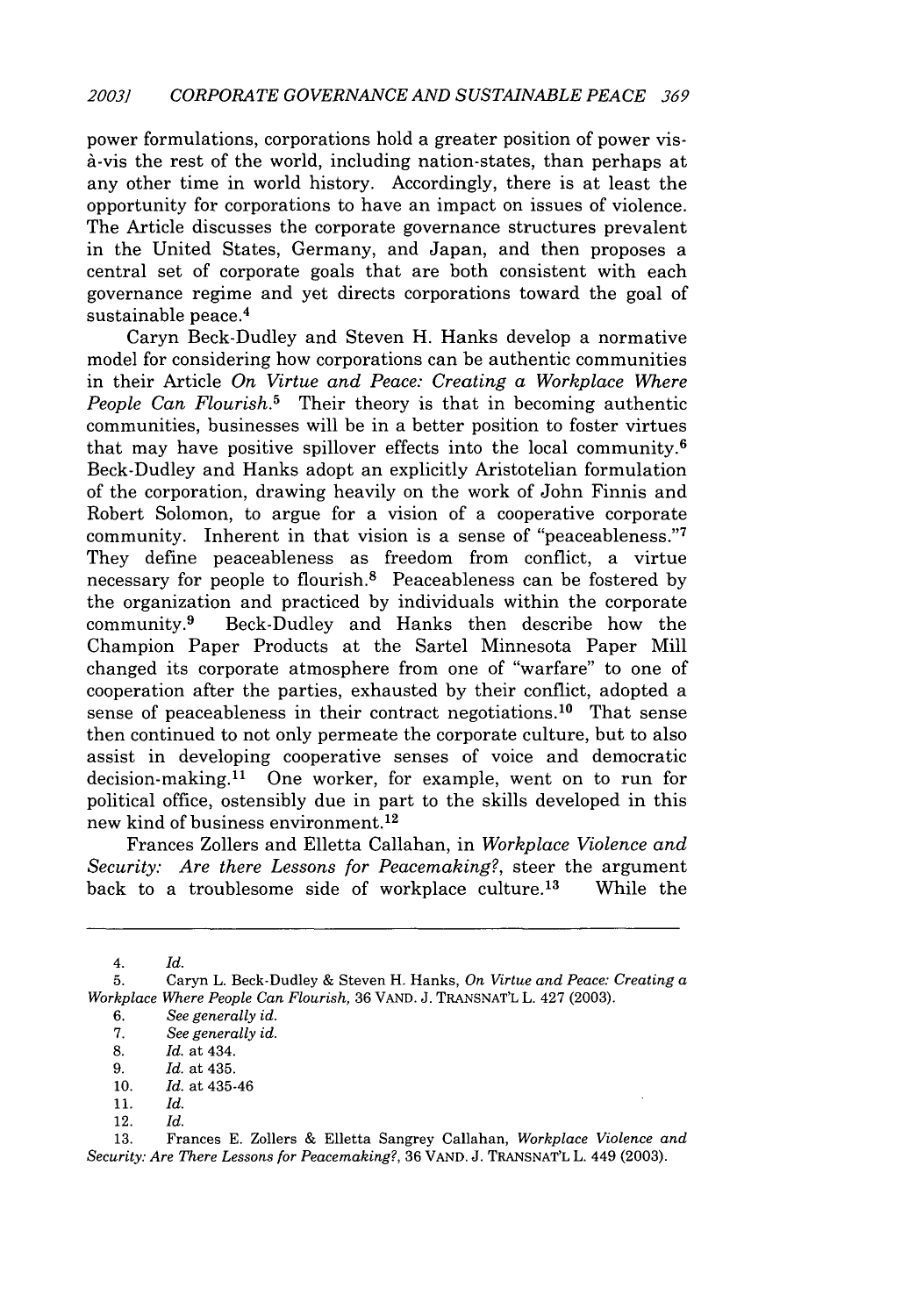power formulations, corporations hold a greater position of power vis-à-vis the rest of the world, including nation-states, than perhaps at any other time in world history. Accordingly, there is at least the opportunity for corporations to have an impact on issues of violence. The Article discusses the corporate governance structures prevalent in the United States, Germany, and Japan, and then proposes a central set of corporate goals that are both consistent with each governance regime and yet directs corporations toward the goal of sustainable peace.[4]

Caryn Beck-Dudley and Steven H. Hanks develop a normative model for considering how corporations can be authentic communities in their Article *On Virtue and Peace: Creating a Workplace Where People Can Flourish*.[5] Their theory is that in becoming authentic communities, businesses will be in a better position to foster virtues that may have positive spillover effects into the local community.[6] Beck-Dudley and Hanks adopt an explicitly Aristotelian formulation of the corporation, drawing heavily on the work of John Finnis and Robert Solomon, to argue for a vision of a cooperative corporate community. Inherent in that vision is a sense of "peaceableness."[7] They define peaceableness as freedom from conflict, a virtue necessary for people to flourish.[8] Peaceableness can be fostered by the organization and practiced by individuals within the corporate community.[9] Beck-Dudley and Hanks then describe how the Champion Paper Products at the Sartel Minnesota Paper Mill changed its corporate atmosphere from one of "warfare" to one of cooperation after the parties, exhausted by their conflict, adopted a sense of peaceableness in their contract negotiations.[10] That sense then continued to not only permeate the corporate culture, but to also assist in developing cooperative senses of voice and democratic decision-making.[11] One worker, for example, went on to run for political office, ostensibly due in part to the skills developed in this new kind of business environment.[12]

Frances Zollers and Elletta Callahan, in *Workplace Violence and Security: Are there Lessons for Peacemaking?*, steer the argument back to a troublesome side of workplace culture.[13] While the

---

4. *Id.*
5. Caryn L. Beck-Dudley & Steven H. Hanks, *On Virtue and Peace: Creating a Workplace Where People Can Flourish*, 36 VAND. J. TRANSNAT'L L. 427 (2003).
6. *See generally id.*
7. *See generally id.*
8. *Id.* at 434.
9. *Id.* at 435.
10. *Id.* at 435-46
11. *Id.*
12. *Id.*
13. Frances E. Zollers & Elletta Sangrey Callahan, *Workplace Violence and Security: Are There Lessons for Peacemaking?*, 36 VAND. J. TRANSNAT'L L. 449 (2003).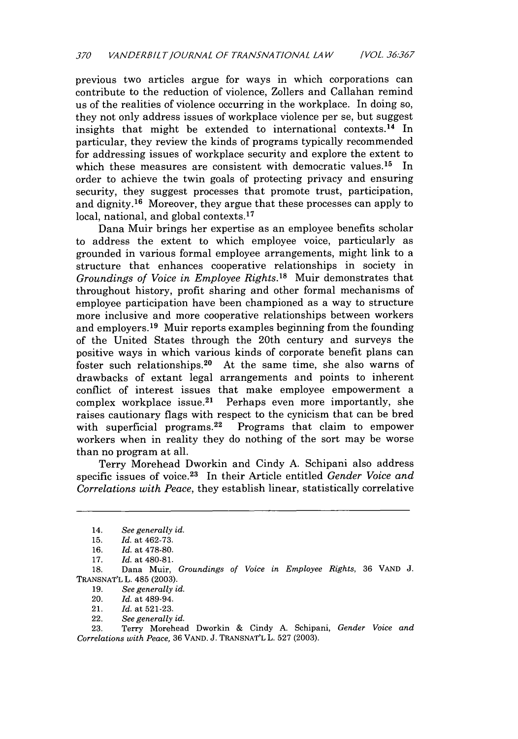previous two articles argue for ways in which corporations can contribute to the reduction of violence, Zollers and Callahan remind us of the realities of violence occurring in the workplace. In doing so, they not only address issues of workplace violence per se, but suggest insights that might be extended to international contexts.[14] In particular, they review the kinds of programs typically recommended for addressing issues of workplace security and explore the extent to which these measures are consistent with democratic values.[15] In order to achieve the twin goals of protecting privacy and ensuring security, they suggest processes that promote trust, participation, and dignity.[16] Moreover, they argue that these processes can apply to local, national, and global contexts.[17]

Dana Muir brings her expertise as an employee benefits scholar to address the extent to which employee voice, particularly as grounded in various formal employee arrangements, might link to a structure that enhances cooperative relationships in society in *Groundings of Voice in Employee Rights*.[18] Muir demonstrates that throughout history, profit sharing and other formal mechanisms of employee participation have been championed as a way to structure more inclusive and more cooperative relationships between workers and employers.[19] Muir reports examples beginning from the founding of the United States through the 20th century and surveys the positive ways in which various kinds of corporate benefit plans can foster such relationships.[20] At the same time, she also warns of drawbacks of extant legal arrangements and points to inherent conflict of interest issues that make employee empowerment a complex workplace issue.[21] Perhaps even more importantly, she raises cautionary flags with respect to the cynicism that can be bred with superficial programs.[22] Programs that claim to empower workers when in reality they do nothing of the sort may be worse than no program at all.

Terry Morehead Dworkin and Cindy A. Schipani also address specific issues of voice.[23] In their Article entitled *Gender Voice and Correlations with Peace*, they establish linear, statistically correlative

---

14. *See generally id.*
15. *Id.* at 462-73.
16. *Id.* at 478-80.
17. *Id.* at 480-81.
18. Dana Muir, *Groundings of Voice in Employee Rights*, 36 VAND J. TRANSNAT'L L. 485 (2003).
19. *See generally id.*
20. *Id.* at 489-94.
21. *Id.* at 521-23.
22. *See generally id.*
23. Terry Morehead Dworkin & Cindy A. Schipani, *Gender Voice and Correlations with Peace*, 36 VAND. J. TRANSNAT'L L. 527 (2003).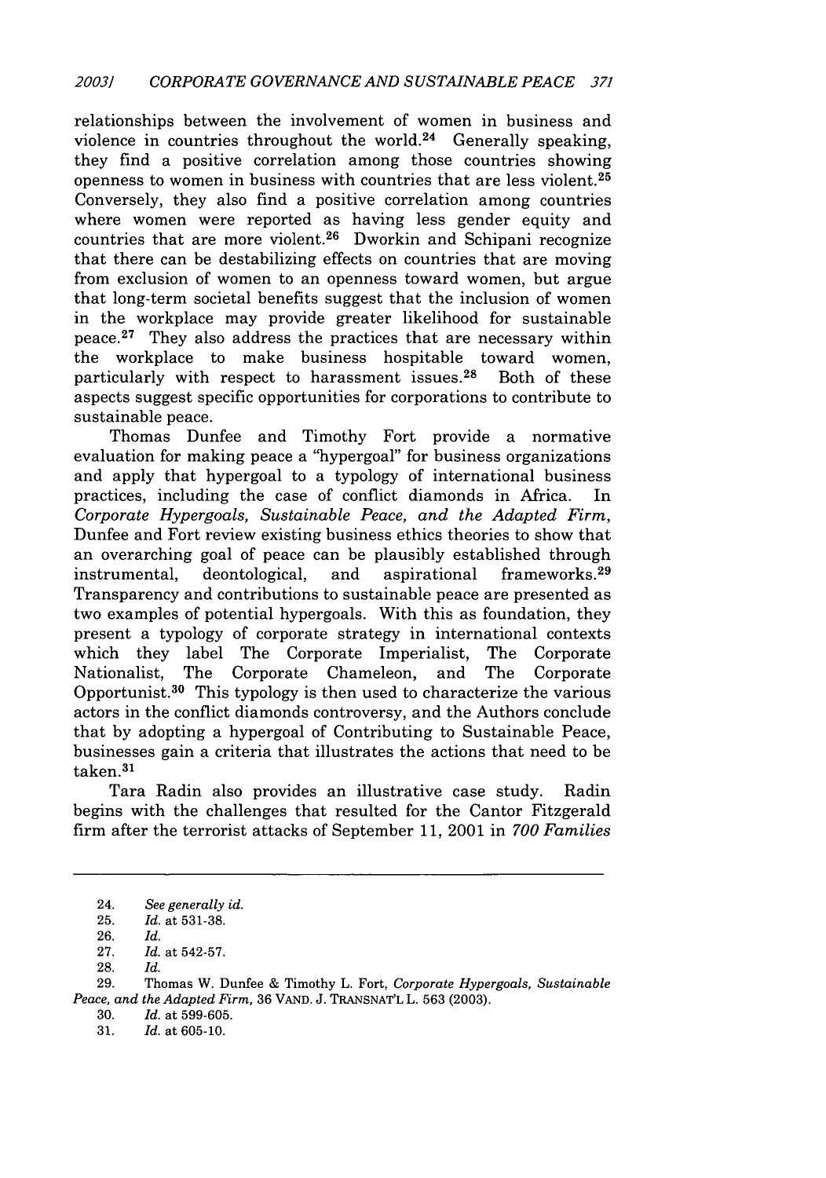relationships between the involvement of women in business and violence in countries throughout the world.[24] Generally speaking, they find a positive correlation among those countries showing openness to women in business with countries that are less violent.[25] Conversely, they also find a positive correlation among countries where women were reported as having less gender equity and countries that are more violent.[26] Dworkin and Schipani recognize that there can be destabilizing effects on countries that are moving from exclusion of women to an openness toward women, but argue that long-term societal benefits suggest that the inclusion of women in the workplace may provide greater likelihood for sustainable peace.[27] They also address the practices that are necessary within the workplace to make business hospitable toward women, particularly with respect to harassment issues.[28] Both of these aspects suggest specific opportunities for corporations to contribute to sustainable peace.

Thomas Dunfee and Timothy Fort provide a normative evaluation for making peace a "hypergoal" for business organizations and apply that hypergoal to a typology of international business practices, including the case of conflict diamonds in Africa. In *Corporate Hypergoals, Sustainable Peace, and the Adapted Firm*, Dunfee and Fort review existing business ethics theories to show that an overarching goal of peace can be plausibly established through instrumental, deontological, and aspirational frameworks.[29] Transparency and contributions to sustainable peace are presented as two examples of potential hypergoals. With this as foundation, they present a typology of corporate strategy in international contexts which they label The Corporate Imperialist, The Corporate Nationalist, The Corporate Chameleon, and The Corporate Opportunist.[30] This typology is then used to characterize the various actors in the conflict diamonds controversy, and the Authors conclude that by adopting a hypergoal of Contributing to Sustainable Peace, businesses gain a criteria that illustrates the actions that need to be taken.[31]

Tara Radin also provides an illustrative case study. Radin begins with the challenges that resulted for the Cantor Fitzgerald firm after the terrorist attacks of September 11, 2001 in *700 Families*

---

24. *See generally id.*
25. *Id.* at 531-38.
26. *Id.*
27. *Id.* at 542-57.
28. *Id.*
29. Thomas W. Dunfee & Timothy L. Fort, *Corporate Hypergoals, Sustainable Peace, and the Adapted Firm*, 36 VAND. J. TRANSNAT'L L. 563 (2003).
30. *Id.* at 599-605.
31. *Id.* at 605-10.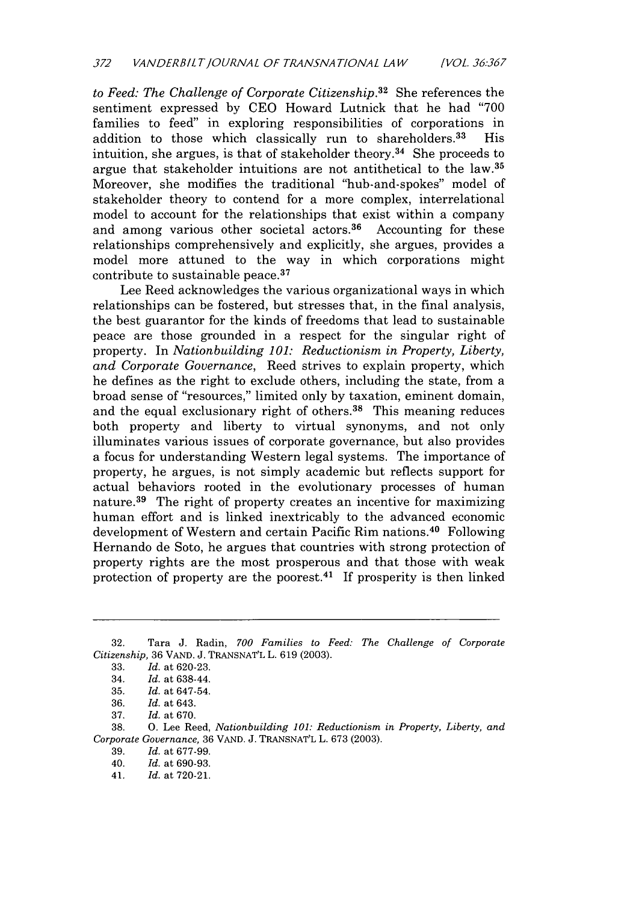*to Feed: The Challenge of Corporate Citizenship*.[32] She references the sentiment expressed by CEO Howard Lutnick that he had "700 families to feed" in exploring responsibilities of corporations in addition to those which classically run to shareholders.[33] His intuition, she argues, is that of stakeholder theory.[34] She proceeds to argue that stakeholder intuitions are not antithetical to the law.[35] Moreover, she modifies the traditional "hub-and-spokes" model of stakeholder theory to contend for a more complex, interrelational model to account for the relationships that exist within a company and among various other societal actors.[36] Accounting for these relationships comprehensively and explicitly, she argues, provides a model more attuned to the way in which corporations might contribute to sustainable peace.[37]

Lee Reed acknowledges the various organizational ways in which relationships can be fostered, but stresses that, in the final analysis, the best guarantor for the kinds of freedoms that lead to sustainable peace are those grounded in a respect for the singular right of property. In *Nationbuilding 101: Reductionism in Property, Liberty, and Corporate Governance*, Reed strives to explain property, which he defines as the right to exclude others, including the state, from a broad sense of "resources," limited only by taxation, eminent domain, and the equal exclusionary right of others.[38] This meaning reduces both property and liberty to virtual synonyms, and not only illuminates various issues of corporate governance, but also provides a focus for understanding Western legal systems. The importance of property, he argues, is not simply academic but reflects support for actual behaviors rooted in the evolutionary processes of human nature.[39] The right of property creates an incentive for maximizing human effort and is linked inextricably to the advanced economic development of Western and certain Pacific Rim nations.[40] Following Hernando de Soto, he argues that countries with strong protection of property rights are the most prosperous and that those with weak protection of property are the poorest.[41] If prosperity is then linked

---

32. Tara J. Radin, *700 Families to Feed: The Challenge of Corporate Citizenship*, 36 VAND. J. TRANSNAT'L L. 619 (2003).
33. *Id.* at 620-23.
34. *Id.* at 638-44.
35. *Id.* at 647-54.
36. *Id.* at 643.
37. *Id.* at 670.
38. O. Lee Reed, *Nationbuilding 101: Reductionism in Property, Liberty, and Corporate Governance*, 36 VAND. J. TRANSNAT'L L. 673 (2003).
39. *Id.* at 677-99.
40. *Id.* at 690-93.
41. *Id.* at 720-21.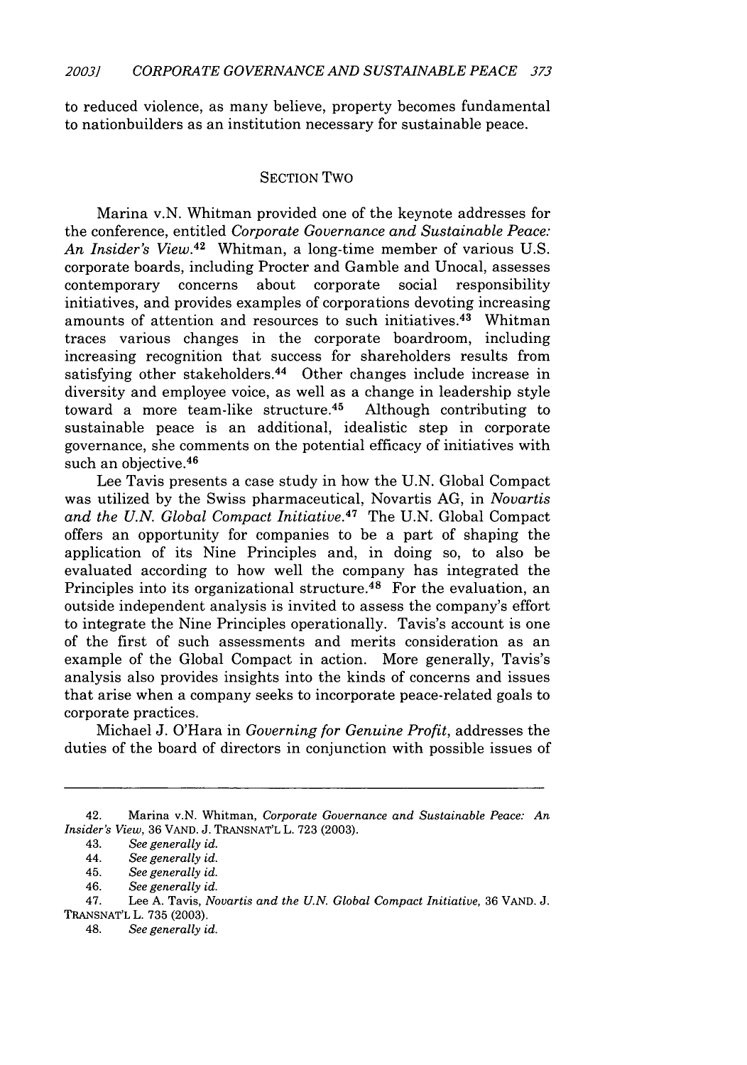to reduced violence, as many believe, property becomes fundamental to nationbuilders as an institution necessary for sustainable peace.

## SECTION TWO

Marina v.N. Whitman provided one of the keynote addresses for the conference, entitled *Corporate Governance and Sustainable Peace: An Insider's View*.[42] Whitman, a long-time member of various U.S. corporate boards, including Procter and Gamble and Unocal, assesses contemporary concerns about corporate social responsibility initiatives, and provides examples of corporations devoting increasing amounts of attention and resources to such initiatives.[43] Whitman traces various changes in the corporate boardroom, including increasing recognition that success for shareholders results from satisfying other stakeholders.[44] Other changes include increase in diversity and employee voice, as well as a change in leadership style toward a more team-like structure.[45] Although contributing to sustainable peace is an additional, idealistic step in corporate governance, she comments on the potential efficacy of initiatives with such an objective.[46]

Lee Tavis presents a case study in how the U.N. Global Compact was utilized by the Swiss pharmaceutical, Novartis AG, in *Novartis and the U.N. Global Compact Initiative*.[47] The U.N. Global Compact offers an opportunity for companies to be a part of shaping the application of its Nine Principles and, in doing so, to also be evaluated according to how well the company has integrated the Principles into its organizational structure.[48] For the evaluation, an outside independent analysis is invited to assess the company's effort to integrate the Nine Principles operationally. Tavis's account is one of the first of such assessments and merits consideration as an example of the Global Compact in action. More generally, Tavis's analysis also provides insights into the kinds of concerns and issues that arise when a company seeks to incorporate peace-related goals to corporate practices.

Michael J. O'Hara in *Governing for Genuine Profit*, addresses the duties of the board of directors in conjunction with possible issues of

---

42. Marina v.N. Whitman, *Corporate Governance and Sustainable Peace: An Insider's View*, 36 VAND. J. TRANSNAT'L L. 723 (2003).

43. *See generally id.*

44. *See generally id.*

45. *See generally id.*

46. *See generally id.*

47. Lee A. Tavis, *Novartis and the U.N. Global Compact Initiative*, 36 VAND. J. TRANSNAT'L L. 735 (2003).

48. *See generally id.*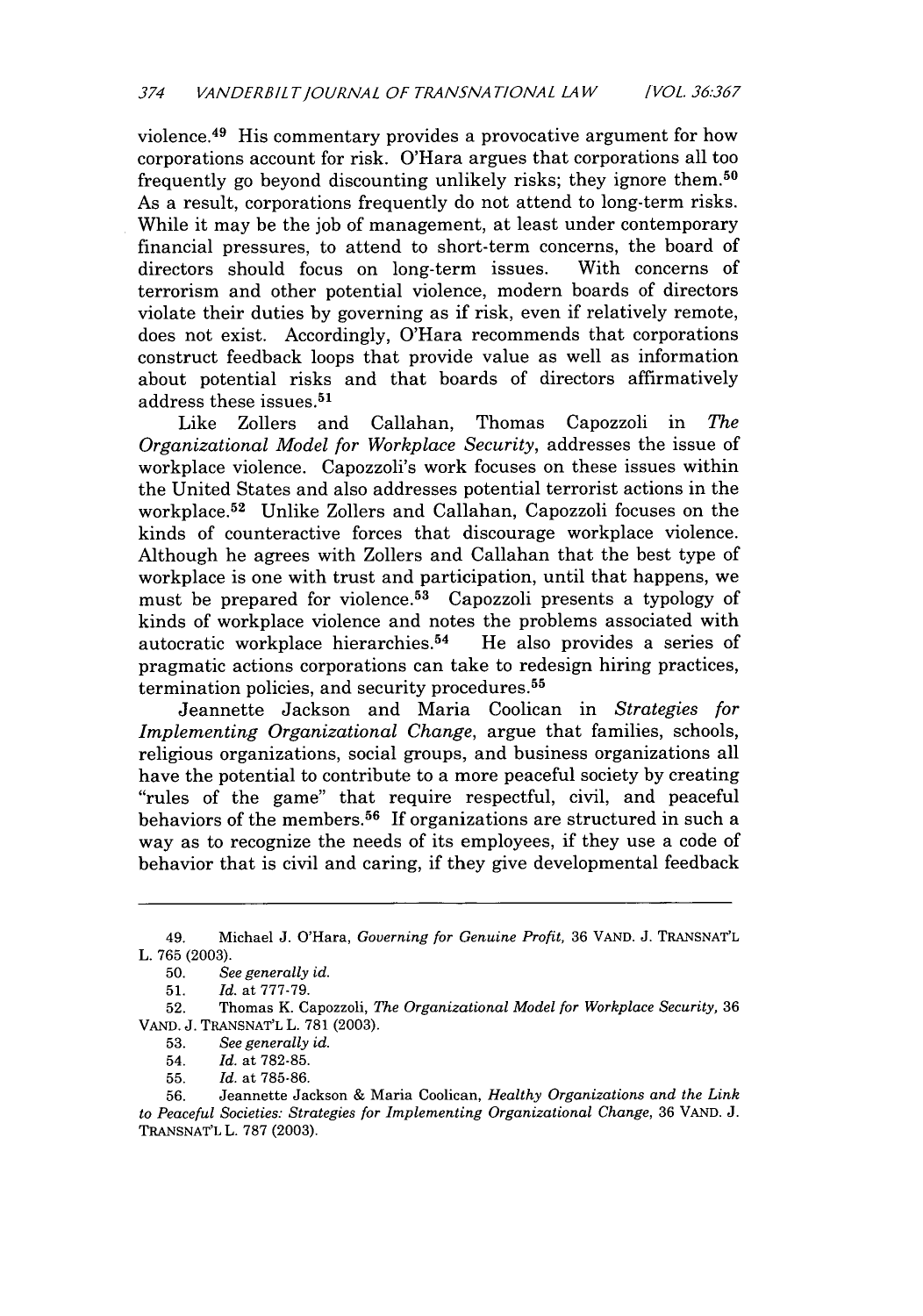violence.[49] His commentary provides a provocative argument for how corporations account for risk. O'Hara argues that corporations all too frequently go beyond discounting unlikely risks; they ignore them.[50] As a result, corporations frequently do not attend to long-term risks. While it may be the job of management, at least under contemporary financial pressures, to attend to short-term concerns, the board of directors should focus on long-term issues. With concerns of terrorism and other potential violence, modern boards of directors violate their duties by governing as if risk, even if relatively remote, does not exist. Accordingly, O'Hara recommends that corporations construct feedback loops that provide value as well as information about potential risks and that boards of directors affirmatively address these issues.[51]

Like Zollers and Callahan, Thomas Capozzoli in *The Organizational Model for Workplace Security*, addresses the issue of workplace violence. Capozzoli's work focuses on these issues within the United States and also addresses potential terrorist actions in the workplace.[52] Unlike Zollers and Callahan, Capozzoli focuses on the kinds of counteractive forces that discourage workplace violence. Although he agrees with Zollers and Callahan that the best type of workplace is one with trust and participation, until that happens, we must be prepared for violence.[53] Capozzoli presents a typology of kinds of workplace violence and notes the problems associated with autocratic workplace hierarchies.[54] He also provides a series of pragmatic actions corporations can take to redesign hiring practices, termination policies, and security procedures.[55]

Jeannette Jackson and Maria Coolican in *Strategies for Implementing Organizational Change*, argue that families, schools, religious organizations, social groups, and business organizations all have the potential to contribute to a more peaceful society by creating "rules of the game" that require respectful, civil, and peaceful behaviors of the members.[56] If organizations are structured in such a way as to recognize the needs of its employees, if they use a code of behavior that is civil and caring, if they give developmental feedback

---

49. Michael J. O'Hara, *Governing for Genuine Profit*, 36 VAND. J. TRANSNAT'L L. 765 (2003).

50. *See generally id.*

51. *Id.* at 777-79.

52. Thomas K. Capozzoli, *The Organizational Model for Workplace Security*, 36 VAND. J. TRANSNAT'L L. 781 (2003).

53. *See generally id.*

54. *Id.* at 782-85.

55. *Id.* at 785-86.

56. Jeannette Jackson & Maria Coolican, *Healthy Organizations and the Link to Peaceful Societies: Strategies for Implementing Organizational Change*, 36 VAND. J. TRANSNAT'L L. 787 (2003).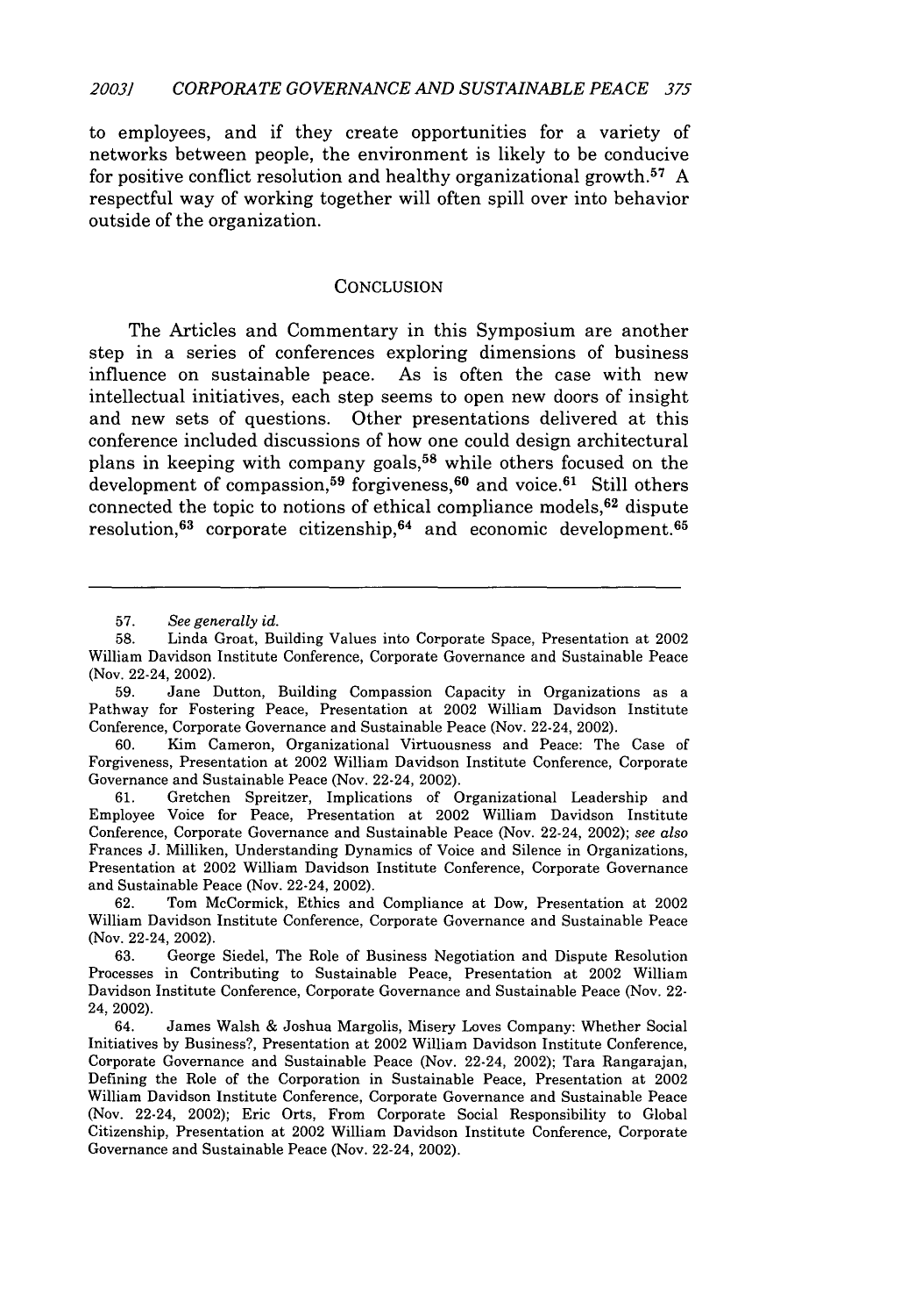to employees, and if they create opportunities for a variety of networks between people, the environment is likely to be conducive for positive conflict resolution and healthy organizational growth.[57] A respectful way of working together will often spill over into behavior outside of the organization.

## CONCLUSION

The Articles and Commentary in this Symposium are another step in a series of conferences exploring dimensions of business influence on sustainable peace. As is often the case with new intellectual initiatives, each step seems to open new doors of insight and new sets of questions. Other presentations delivered at this conference included discussions of how one could design architectural plans in keeping with company goals,[58] while others focused on the development of compassion,[59] forgiveness,[60] and voice.[61] Still others connected the topic to notions of ethical compliance models,[62] dispute resolution,[63] corporate citizenship,[64] and economic development.[65]

---

57. *See generally id.*

58. Linda Groat, Building Values into Corporate Space, Presentation at 2002 William Davidson Institute Conference, Corporate Governance and Sustainable Peace (Nov. 22-24, 2002).

59. Jane Dutton, Building Compassion Capacity in Organizations as a Pathway for Fostering Peace, Presentation at 2002 William Davidson Institute Conference, Corporate Governance and Sustainable Peace (Nov. 22-24, 2002).

60. Kim Cameron, Organizational Virtuousness and Peace: The Case of Forgiveness, Presentation at 2002 William Davidson Institute Conference, Corporate Governance and Sustainable Peace (Nov. 22-24, 2002).

61. Gretchen Spreitzer, Implications of Organizational Leadership and Employee Voice for Peace, Presentation at 2002 William Davidson Institute Conference, Corporate Governance and Sustainable Peace (Nov. 22-24, 2002); *see also* Frances J. Milliken, Understanding Dynamics of Voice and Silence in Organizations, Presentation at 2002 William Davidson Institute Conference, Corporate Governance and Sustainable Peace (Nov. 22-24, 2002).

62. Tom McCormick, Ethics and Compliance at Dow, Presentation at 2002 William Davidson Institute Conference, Corporate Governance and Sustainable Peace (Nov. 22-24, 2002).

63. George Siedel, The Role of Business Negotiation and Dispute Resolution Processes in Contributing to Sustainable Peace, Presentation at 2002 William Davidson Institute Conference, Corporate Governance and Sustainable Peace (Nov. 22-24, 2002).

64. James Walsh & Joshua Margolis, Misery Loves Company: Whether Social Initiatives by Business?, Presentation at 2002 William Davidson Institute Conference, Corporate Governance and Sustainable Peace (Nov. 22-24, 2002); Tara Rangarajan, Defining the Role of the Corporation in Sustainable Peace, Presentation at 2002 William Davidson Institute Conference, Corporate Governance and Sustainable Peace (Nov. 22-24, 2002); Eric Orts, From Corporate Social Responsibility to Global Citizenship, Presentation at 2002 William Davidson Institute Conference, Corporate Governance and Sustainable Peace (Nov. 22-24, 2002).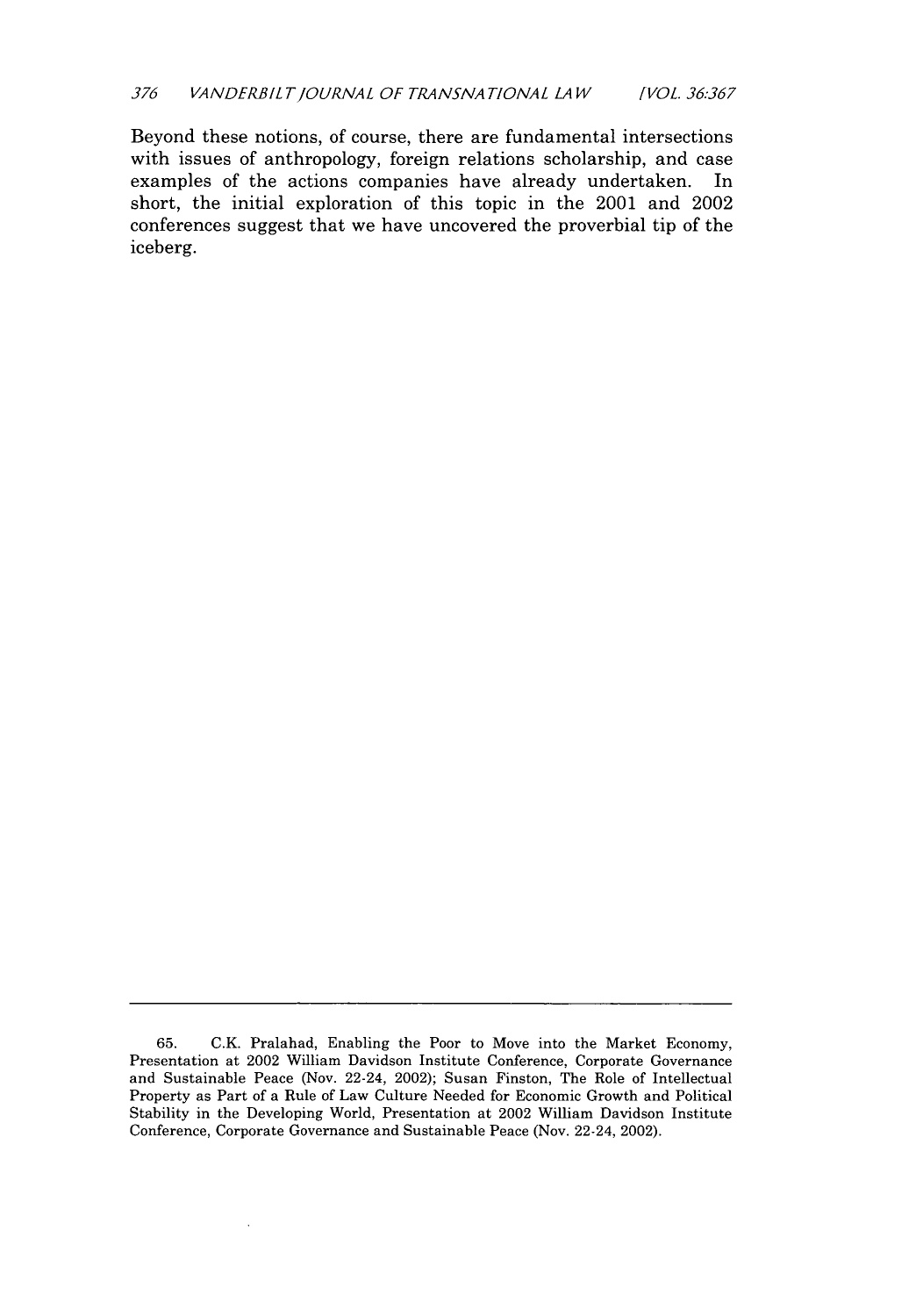Beyond these notions, of course, there are fundamental intersections with issues of anthropology, foreign relations scholarship, and case examples of the actions companies have already undertaken. In short, the initial exploration of this topic in the 2001 and 2002 conferences suggest that we have uncovered the proverbial tip of the iceberg.

---

65. C.K. Pralahad, Enabling the Poor to Move into the Market Economy, Presentation at 2002 William Davidson Institute Conference, Corporate Governance and Sustainable Peace (Nov. 22-24, 2002); Susan Finston, The Role of Intellectual Property as Part of a Rule of Law Culture Needed for Economic Growth and Political Stability in the Developing World, Presentation at 2002 William Davidson Institute Conference, Corporate Governance and Sustainable Peace (Nov. 22-24, 2002).